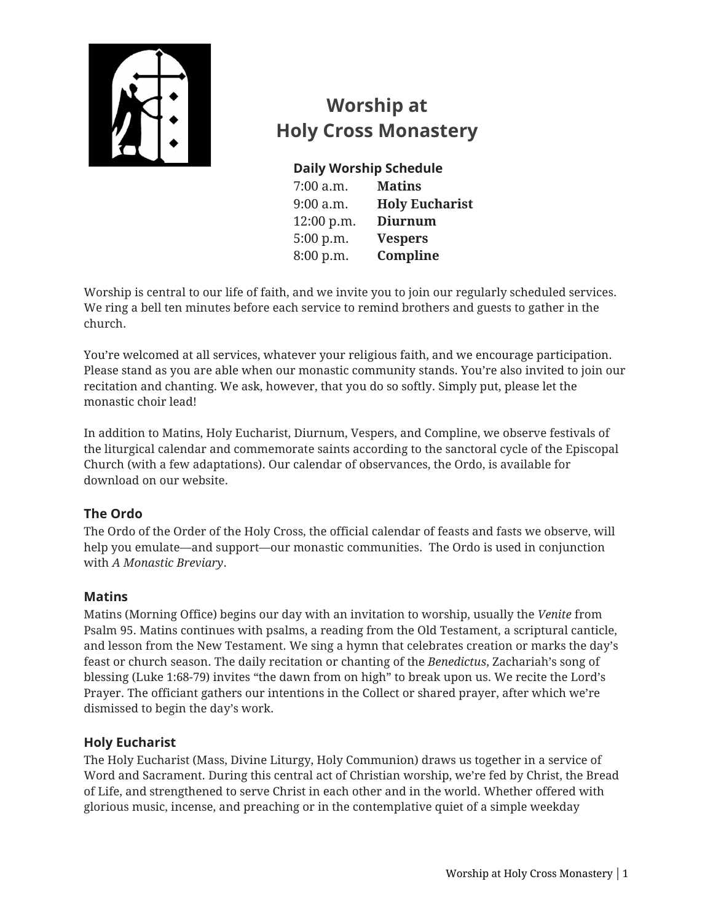# Worship at Holy Cross Monastery

**Daily Worship Schedule**

| | |
|---|---|
| 7:00 a.m. | **Matins** |
| 9:00 a.m. | **Holy Eucharist** |
| 12:00 p.m. | **Diurnum** |
| 5:00 p.m. | **Vespers** |
| 8:00 p.m. | **Compline** |

Worship is central to our life of faith, and we invite you to join our regularly scheduled services. We ring a bell ten minutes before each service to remind brothers and guests to gather in the church.

You're welcomed at all services, whatever your religious faith, and we encourage participation. Please stand as you are able when our monastic community stands. You're also invited to join our recitation and chanting. We ask, however, that you do so softly. Simply put, please let the monastic choir lead!

In addition to Matins, Holy Eucharist, Diurnum, Vespers, and Compline, we observe festivals of the liturgical calendar and commemorate saints according to the sanctoral cycle of the Episcopal Church (with a few adaptations). Our calendar of observances, the Ordo, is available for download on our website.

## The Ordo

The Ordo of the Order of the Holy Cross, the official calendar of feasts and fasts we observe, will help you emulate—and support—our monastic communities. The Ordo is used in conjunction with *A Monastic Breviary*.

## Matins

Matins (Morning Office) begins our day with an invitation to worship, usually the *Venite* from Psalm 95. Matins continues with psalms, a reading from the Old Testament, a scriptural canticle, and lesson from the New Testament. We sing a hymn that celebrates creation or marks the day's feast or church season. The daily recitation or chanting of the *Benedictus*, Zachariah's song of blessing (Luke 1:68-79) invites "the dawn from on high" to break upon us. We recite the Lord's Prayer. The officiant gathers our intentions in the Collect or shared prayer, after which we're dismissed to begin the day's work.

## Holy Eucharist

The Holy Eucharist (Mass, Divine Liturgy, Holy Communion) draws us together in a service of Word and Sacrament. During this central act of Christian worship, we're fed by Christ, the Bread of Life, and strengthened to serve Christ in each other and in the world. Whether offered with glorious music, incense, and preaching or in the contemplative quiet of a simple weekday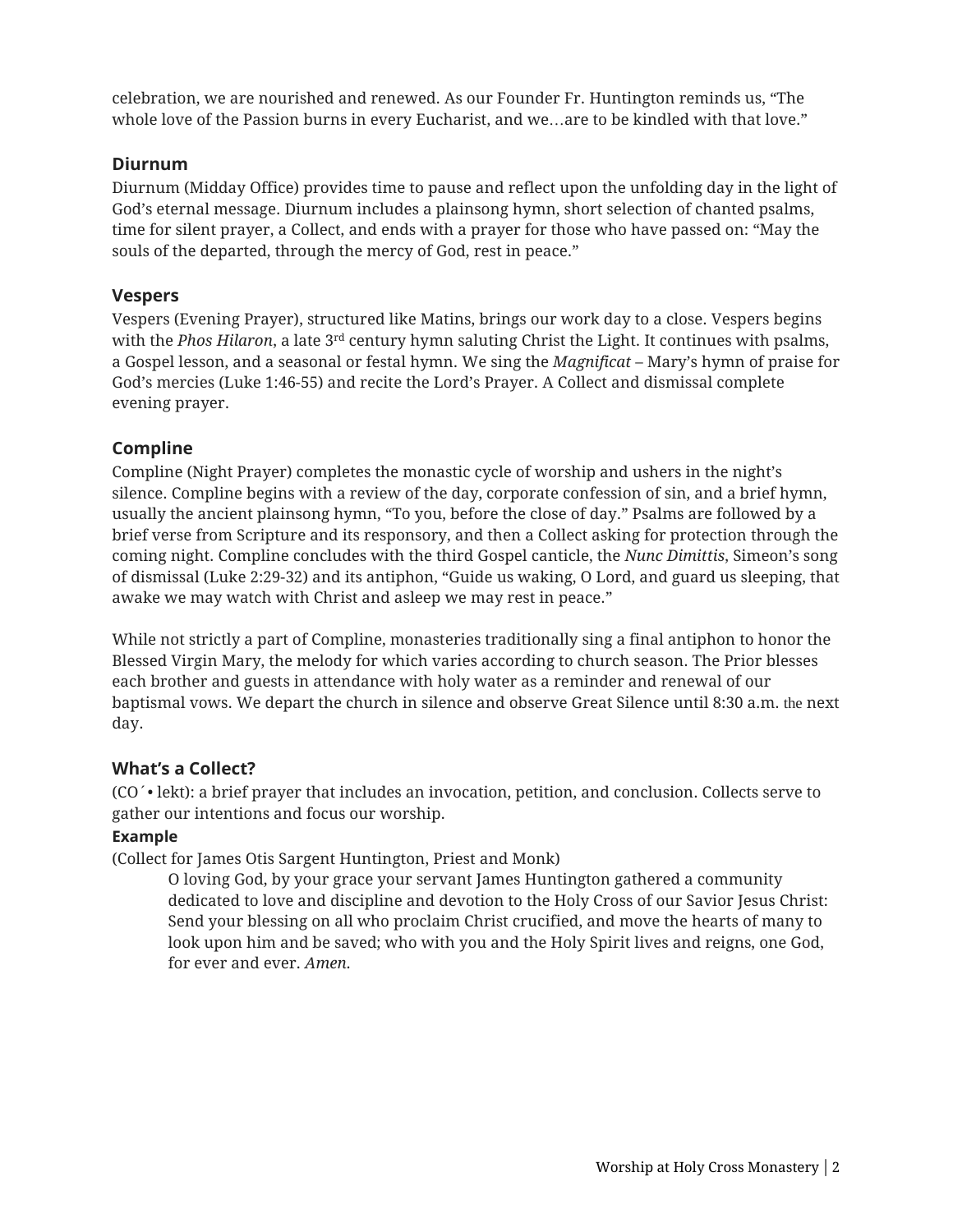celebration, we are nourished and renewed. As our Founder Fr. Huntington reminds us, "The whole love of the Passion burns in every Eucharist, and we…are to be kindled with that love."

### Diurnum

Diurnum (Midday Office) provides time to pause and reflect upon the unfolding day in the light of God's eternal message. Diurnum includes a plainsong hymn, short selection of chanted psalms, time for silent prayer, a Collect, and ends with a prayer for those who have passed on: "May the souls of the departed, through the mercy of God, rest in peace."

### Vespers

Vespers (Evening Prayer), structured like Matins, brings our work day to a close. Vespers begins with the *Phos Hilaron*, a late 3rd century hymn saluting Christ the Light. It continues with psalms, a Gospel lesson, and a seasonal or festal hymn. We sing the *Magnificat* – Mary's hymn of praise for God's mercies (Luke 1:46-55) and recite the Lord's Prayer. A Collect and dismissal complete evening prayer.

### Compline

Compline (Night Prayer) completes the monastic cycle of worship and ushers in the night's silence. Compline begins with a review of the day, corporate confession of sin, and a brief hymn, usually the ancient plainsong hymn, "To you, before the close of day." Psalms are followed by a brief verse from Scripture and its responsory, and then a Collect asking for protection through the coming night. Compline concludes with the third Gospel canticle, the *Nunc Dimittis*, Simeon's song of dismissal (Luke 2:29-32) and its antiphon, "Guide us waking, O Lord, and guard us sleeping, that awake we may watch with Christ and asleep we may rest in peace."

While not strictly a part of Compline, monasteries traditionally sing a final antiphon to honor the Blessed Virgin Mary, the melody for which varies according to church season. The Prior blesses each brother and guests in attendance with holy water as a reminder and renewal of our baptismal vows. We depart the church in silence and observe Great Silence until 8:30 a.m. the next day.

### What's a Collect?

(CO´• lekt): a brief prayer that includes an invocation, petition, and conclusion. Collects serve to gather our intentions and focus our worship.

**Example**

(Collect for James Otis Sargent Huntington, Priest and Monk)

> O loving God, by your grace your servant James Huntington gathered a community dedicated to love and discipline and devotion to the Holy Cross of our Savior Jesus Christ: Send your blessing on all who proclaim Christ crucified, and move the hearts of many to look upon him and be saved; who with you and the Holy Spirit lives and reigns, one God, for ever and ever. *Amen.*